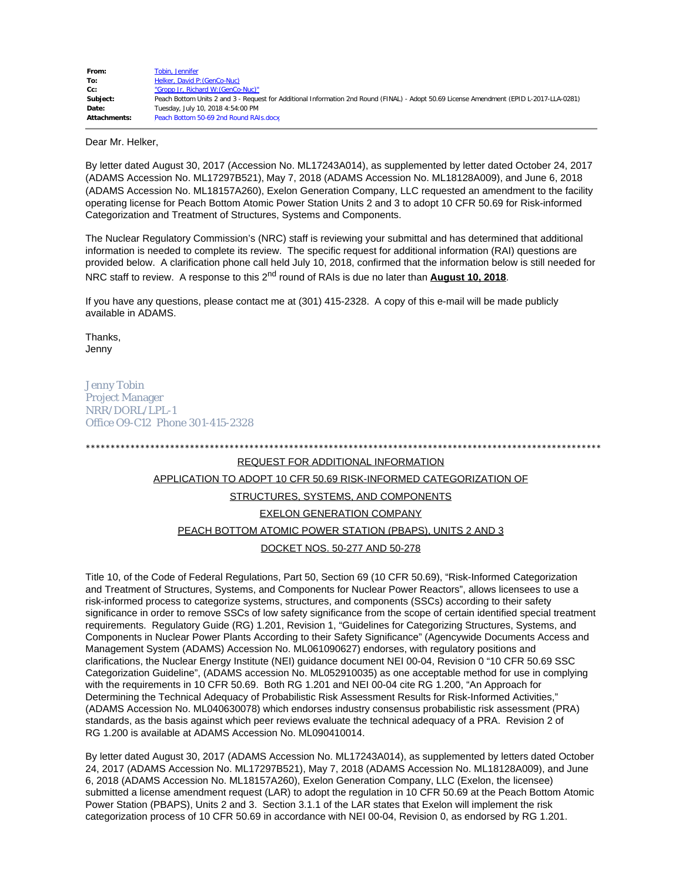| | |
|---|---|
| **From:** | Tobin, Jennifer |
| **To:** | Helker, David P:(GenCo-Nuc) |
| **Cc:** | "Gropp Jr, Richard W:(GenCo-Nuc)" |
| **Subject:** | Peach Bottom Units 2 and 3 - Request for Additional Information 2nd Round (FINAL) - Adopt 50.69 License Amendment (EPID L-2017-LLA-0281) |
| **Date:** | Tuesday, July 10, 2018 4:54:00 PM |
| **Attachments:** | Peach Bottom 50-69 2nd Round RAIs.docx |

Dear Mr. Helker,

By letter dated August 30, 2017 (Accession No. ML17243A014), as supplemented by letter dated October 24, 2017 (ADAMS Accession No. ML17297B521), May 7, 2018 (ADAMS Accession No. ML18128A009), and June 6, 2018 (ADAMS Accession No. ML18157A260), Exelon Generation Company, LLC requested an amendment to the facility operating license for Peach Bottom Atomic Power Station Units 2 and 3 to adopt 10 CFR 50.69 for Risk-informed Categorization and Treatment of Structures, Systems and Components.

The Nuclear Regulatory Commission's (NRC) staff is reviewing your submittal and has determined that additional information is needed to complete its review. The specific request for additional information (RAI) questions are provided below. A clarification phone call held July 10, 2018, confirmed that the information below is still needed for NRC staff to review. A response to this 2nd round of RAIs is due no later than **August 10, 2018**.

If you have any questions, please contact me at (301) 415-2328. A copy of this e-mail will be made publicly available in ADAMS.

Thanks,
Jenny

*Jenny Tobin*
*Project Manager*
*NRR/DORL/LPL-1*
*Office O9-C12 Phone 301-415-2328*

*****************************************************************************************************

REQUEST FOR ADDITIONAL INFORMATION

APPLICATION TO ADOPT 10 CFR 50.69 RISK-INFORMED CATEGORIZATION OF

STRUCTURES, SYSTEMS, AND COMPONENTS

EXELON GENERATION COMPANY

PEACH BOTTOM ATOMIC POWER STATION (PBAPS), UNITS 2 AND 3

DOCKET NOS. 50-277 AND 50-278

Title 10, of the Code of Federal Regulations, Part 50, Section 69 (10 CFR 50.69), "Risk-Informed Categorization and Treatment of Structures, Systems, and Components for Nuclear Power Reactors", allows licensees to use a risk-informed process to categorize systems, structures, and components (SSCs) according to their safety significance in order to remove SSCs of low safety significance from the scope of certain identified special treatment requirements. Regulatory Guide (RG) 1.201, Revision 1, "Guidelines for Categorizing Structures, Systems, and Components in Nuclear Power Plants According to their Safety Significance" (Agencywide Documents Access and Management System (ADAMS) Accession No. ML061090627) endorses, with regulatory positions and clarifications, the Nuclear Energy Institute (NEI) guidance document NEI 00-04, Revision 0 "10 CFR 50.69 SSC Categorization Guideline", (ADAMS accession No. ML052910035) as one acceptable method for use in complying with the requirements in 10 CFR 50.69. Both RG 1.201 and NEI 00-04 cite RG 1.200, "An Approach for Determining the Technical Adequacy of Probabilistic Risk Assessment Results for Risk-Informed Activities," (ADAMS Accession No. ML040630078) which endorses industry consensus probabilistic risk assessment (PRA) standards, as the basis against which peer reviews evaluate the technical adequacy of a PRA. Revision 2 of RG 1.200 is available at ADAMS Accession No. ML090410014.

By letter dated August 30, 2017 (ADAMS Accession No. ML17243A014), as supplemented by letters dated October 24, 2017 (ADAMS Accession No. ML17297B521), May 7, 2018 (ADAMS Accession No. ML18128A009), and June 6, 2018 (ADAMS Accession No. ML18157A260), Exelon Generation Company, LLC (Exelon, the licensee) submitted a license amendment request (LAR) to adopt the regulation in 10 CFR 50.69 at the Peach Bottom Atomic Power Station (PBAPS), Units 2 and 3. Section 3.1.1 of the LAR states that Exelon will implement the risk categorization process of 10 CFR 50.69 in accordance with NEI 00-04, Revision 0, as endorsed by RG 1.201.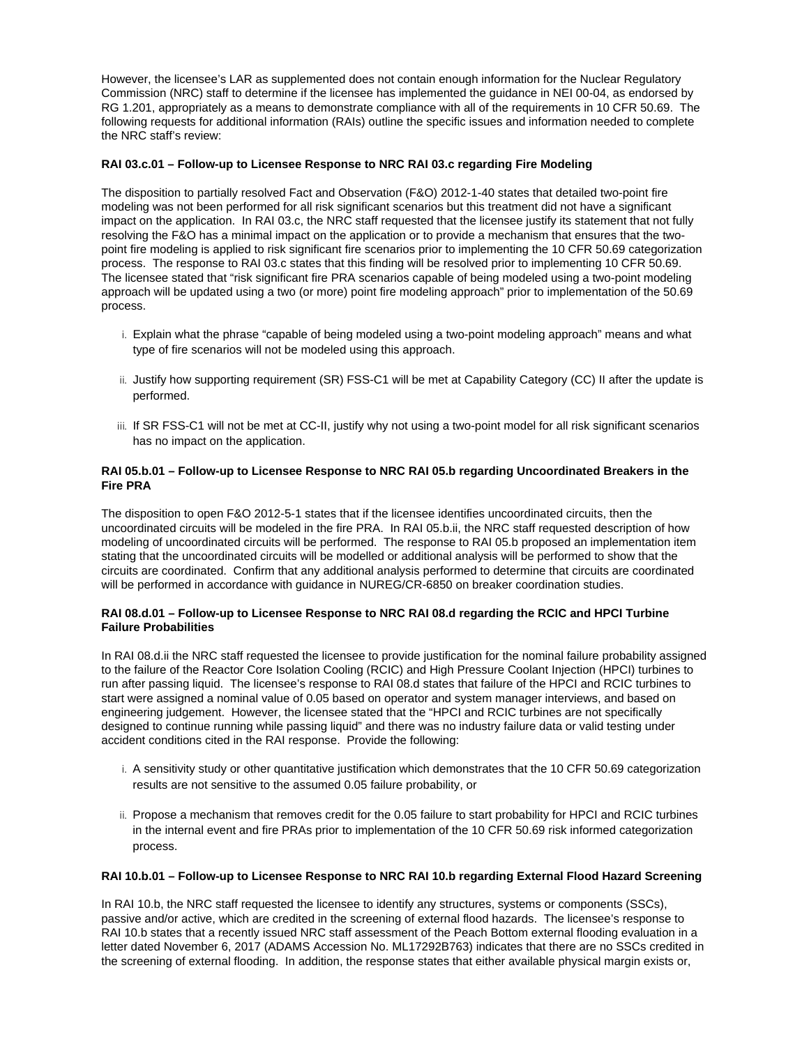However, the licensee's LAR as supplemented does not contain enough information for the Nuclear Regulatory Commission (NRC) staff to determine if the licensee has implemented the guidance in NEI 00-04, as endorsed by RG 1.201, appropriately as a means to demonstrate compliance with all of the requirements in 10 CFR 50.69. The following requests for additional information (RAIs) outline the specific issues and information needed to complete the NRC staff's review:

**RAI 03.c.01 – Follow-up to Licensee Response to NRC RAI 03.c regarding Fire Modeling**

The disposition to partially resolved Fact and Observation (F&O) 2012-1-40 states that detailed two-point fire modeling was not been performed for all risk significant scenarios but this treatment did not have a significant impact on the application. In RAI 03.c, the NRC staff requested that the licensee justify its statement that not fully resolving the F&O has a minimal impact on the application or to provide a mechanism that ensures that the two-point fire modeling is applied to risk significant fire scenarios prior to implementing the 10 CFR 50.69 categorization process. The response to RAI 03.c states that this finding will be resolved prior to implementing 10 CFR 50.69. The licensee stated that "risk significant fire PRA scenarios capable of being modeled using a two-point modeling approach will be updated using a two (or more) point fire modeling approach" prior to implementation of the 50.69 process.

i. Explain what the phrase "capable of being modeled using a two-point modeling approach" means and what type of fire scenarios will not be modeled using this approach.

ii. Justify how supporting requirement (SR) FSS-C1 will be met at Capability Category (CC) II after the update is performed.

iii. If SR FSS-C1 will not be met at CC-II, justify why not using a two-point model for all risk significant scenarios has no impact on the application.

**RAI 05.b.01 – Follow-up to Licensee Response to NRC RAI 05.b regarding Uncoordinated Breakers in the Fire PRA**

The disposition to open F&O 2012-5-1 states that if the licensee identifies uncoordinated circuits, then the uncoordinated circuits will be modeled in the fire PRA. In RAI 05.b.ii, the NRC staff requested description of how modeling of uncoordinated circuits will be performed. The response to RAI 05.b proposed an implementation item stating that the uncoordinated circuits will be modelled or additional analysis will be performed to show that the circuits are coordinated. Confirm that any additional analysis performed to determine that circuits are coordinated will be performed in accordance with guidance in NUREG/CR-6850 on breaker coordination studies.

**RAI 08.d.01 – Follow-up to Licensee Response to NRC RAI 08.d regarding the RCIC and HPCI Turbine Failure Probabilities**

In RAI 08.d.ii the NRC staff requested the licensee to provide justification for the nominal failure probability assigned to the failure of the Reactor Core Isolation Cooling (RCIC) and High Pressure Coolant Injection (HPCI) turbines to run after passing liquid. The licensee's response to RAI 08.d states that failure of the HPCI and RCIC turbines to start were assigned a nominal value of 0.05 based on operator and system manager interviews, and based on engineering judgement. However, the licensee stated that the "HPCI and RCIC turbines are not specifically designed to continue running while passing liquid" and there was no industry failure data or valid testing under accident conditions cited in the RAI response. Provide the following:

i. A sensitivity study or other quantitative justification which demonstrates that the 10 CFR 50.69 categorization results are not sensitive to the assumed 0.05 failure probability, or

ii. Propose a mechanism that removes credit for the 0.05 failure to start probability for HPCI and RCIC turbines in the internal event and fire PRAs prior to implementation of the 10 CFR 50.69 risk informed categorization process.

**RAI 10.b.01 – Follow-up to Licensee Response to NRC RAI 10.b regarding External Flood Hazard Screening**

In RAI 10.b, the NRC staff requested the licensee to identify any structures, systems or components (SSCs), passive and/or active, which are credited in the screening of external flood hazards. The licensee's response to RAI 10.b states that a recently issued NRC staff assessment of the Peach Bottom external flooding evaluation in a letter dated November 6, 2017 (ADAMS Accession No. ML17292B763) indicates that there are no SSCs credited in the screening of external flooding. In addition, the response states that either available physical margin exists or,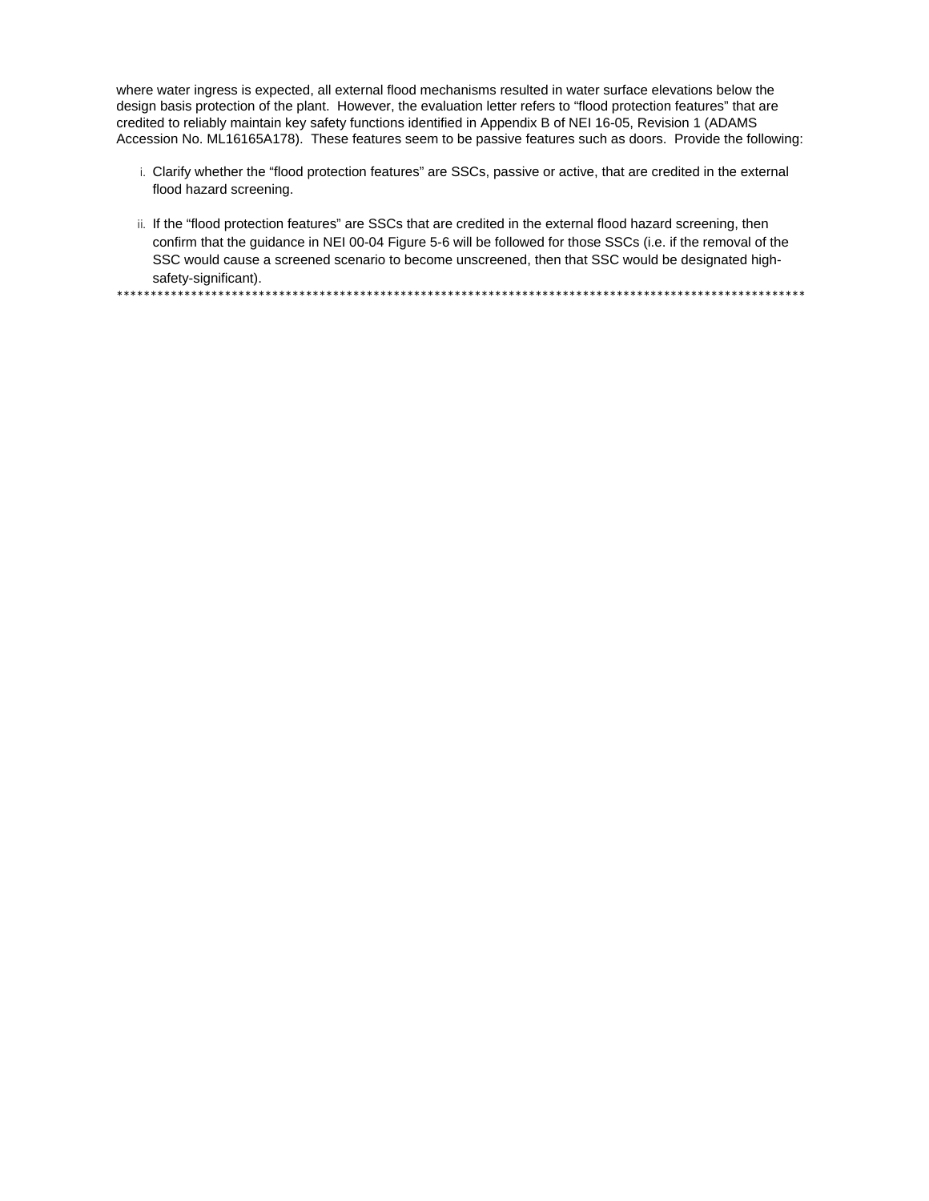where water ingress is expected, all external flood mechanisms resulted in water surface elevations below the design basis protection of the plant. However, the evaluation letter refers to “flood protection features” that are credited to reliably maintain key safety functions identified in Appendix B of NEI 16-05, Revision 1 (ADAMS Accession No. ML16165A178). These features seem to be passive features such as doors. Provide the following:

i. Clarify whether the “flood protection features” are SSCs, passive or active, that are credited in the external flood hazard screening.

ii. If the “flood protection features” are SSCs that are credited in the external flood hazard screening, then confirm that the guidance in NEI 00-04 Figure 5-6 will be followed for those SSCs (i.e. if the removal of the SSC would cause a screened scenario to become unscreened, then that SSC would be designated high-safety-significant).

*********************************************************************************************************